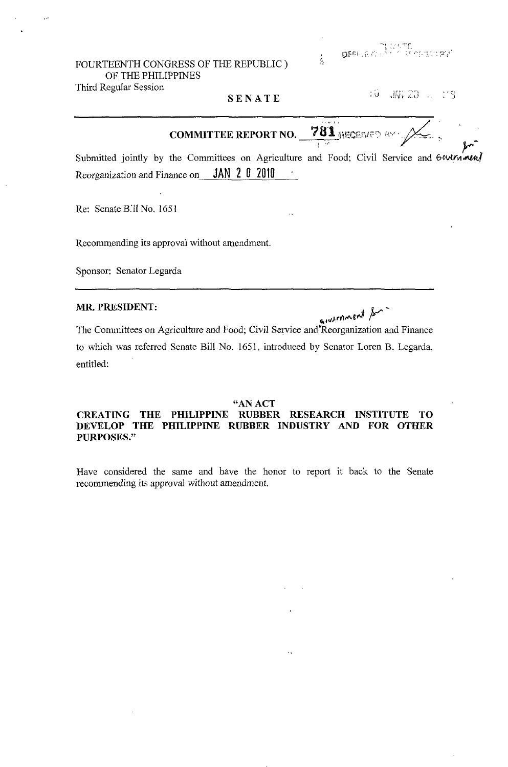FOURTEENTH CONGRESS OF THE REPUBLIC )
OF THE PHILIPPINES
Third Regular Session

**SENATE**

**COMMITTEE REPORT NO. 781**

Submitted jointly by the Committees on Agriculture and Food; Civil Service and Government Reorganization and Finance on JAN 2 0 2010

Re: Senate Bill No. 1651

Recommending its approval without amendment.

Sponsor: Senator Legarda

**MR. PRESIDENT:**

The Committees on Agriculture and Food; Civil Service and Government Reorganization and Finance to which was referred Senate Bill No. 1651, introduced by Senator Loren B. Legarda, entitled:

**"AN ACT**
**CREATING THE PHILIPPINE RUBBER RESEARCH INSTITUTE TO DEVELOP THE PHILIPPINE RUBBER INDUSTRY AND FOR OTHER PURPOSES."**

Have considered the same and have the honor to report it back to the Senate recommending its approval without amendment.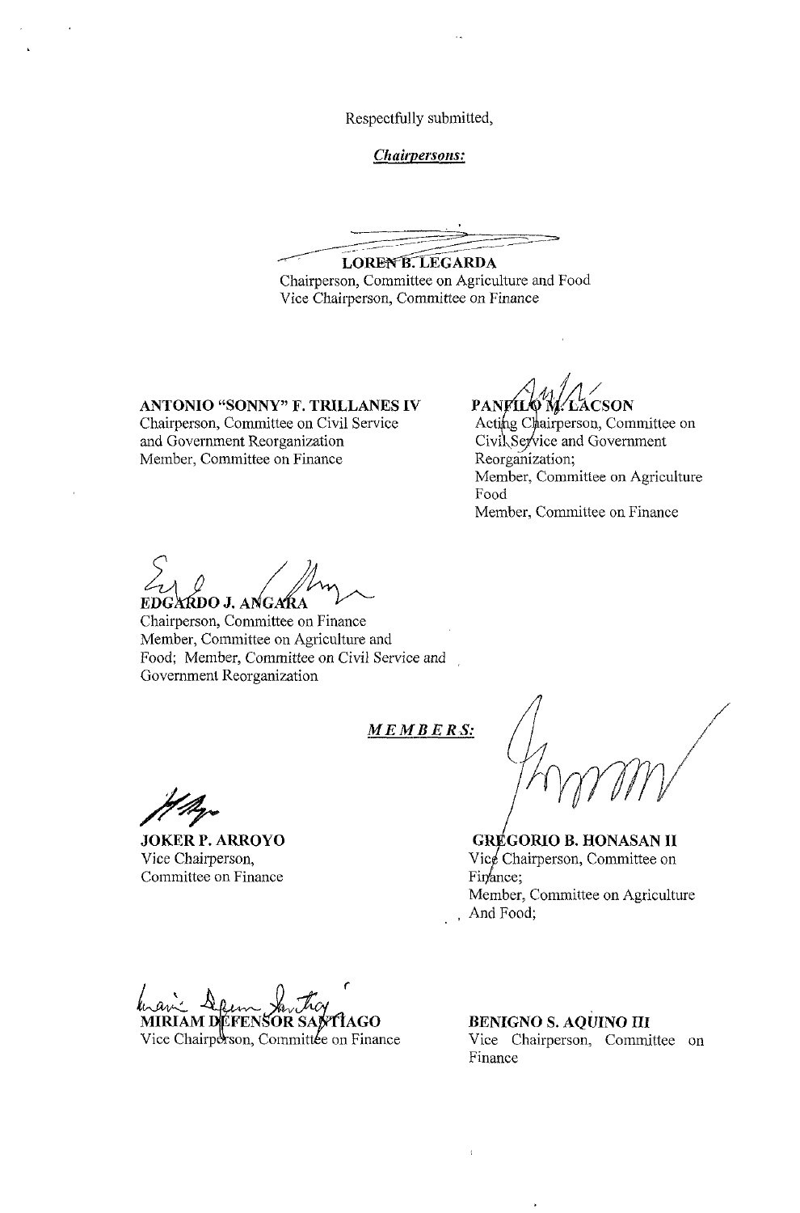Respectfully submitted,

***Chairpersons:***

**LOREN B. LEGARDA**
Chairperson, Committee on Agriculture and Food
Vice Chairperson, Committee on Finance

**ANTONIO "SONNY" F. TRILLANES IV**
Chairperson, Committee on Civil Service and Government Reorganization
Member, Committee on Finance

**PANFILO M. LACSON**
Acting Chairperson, Committee on Civil Service and Government Reorganization;
Member, Committee on Agriculture Food
Member, Committee on Finance

**EDGARDO J. ANGARA**
Chairperson, Committee on Finance
Member, Committee on Agriculture and Food; Member, Committee on Civil Service and Government Reorganization

***MEMBERS:***

**JOKER P. ARROYO**
Vice Chairperson,
Committee on Finance

**GREGORIO B. HONASAN II**
Vice Chairperson, Committee on Finance;
Member, Committee on Agriculture And Food;

**MIRIAM DEFENSOR SANTIAGO**
Vice Chairperson, Committee on Finance

**BENIGNO S. AQUINO III**
Vice Chairperson, Committee on Finance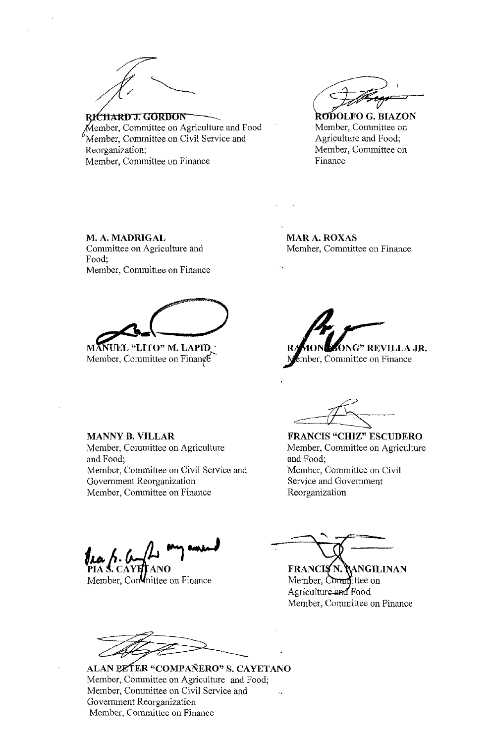**RICHARD J. GORDON**
Member, Committee on Agriculture and Food
Member, Committee on Civil Service and Reorganization;
Member, Committee on Finance

**RODOLFO G. BIAZON**
Member, Committee on Agriculture and Food;
Member, Committee on Finance

**M. A. MADRIGAL**
Committee on Agriculture and Food;
Member, Committee on Finance

**MAR A. ROXAS**
Member, Committee on Finance

**MANUEL "LITO" M. LAPID**
Member, Committee on Finance

**RAMON "BONG" REVILLA JR.**
Member, Committee on Finance

**MANNY B. VILLAR**
Member, Committee on Agriculture and Food;
Member, Committee on Civil Service and Government Reorganization
Member, Committee on Finance

**FRANCIS "CHIZ" ESCUDERO**
Member, Committee on Agriculture and Food;
Member, Committee on Civil Service and Government Reorganization

Pia S. Cayetano my amend

**PIA S. CAYETANO**
Member, Committee on Finance

**FRANCIS N. PANGILINAN**
Member, Committee on Agriculture and Food
Member, Committee on Finance

**ALAN PETER "COMPAÑERO" S. CAYETANO**
Member, Committee on Agriculture and Food;
Member, Committee on Civil Service and Government Reorganization
Member, Committee on Finance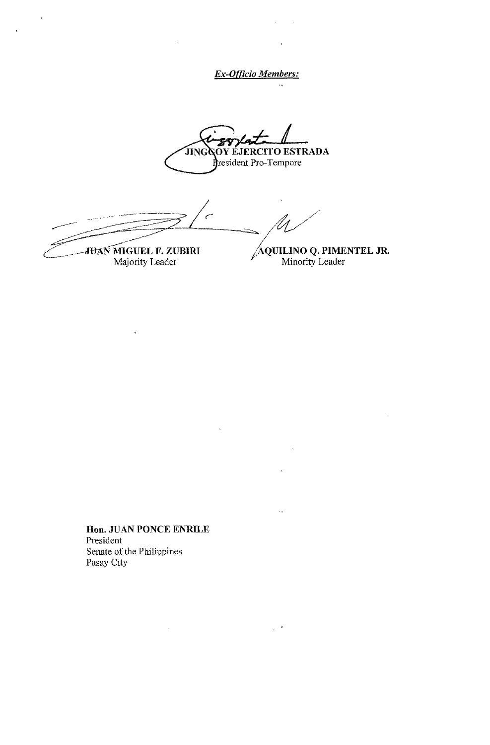***Ex-Officio Members:***

**JINGGOY EJERCITO ESTRADA**
President Pro-Tempore

**JUAN MIGUEL F. ZUBIRI**
Majority Leader

**AQUILINO Q. PIMENTEL JR.**
Minority Leader

**Hon. JUAN PONCE ENRILE**
President
Senate of the Philippines
Pasay City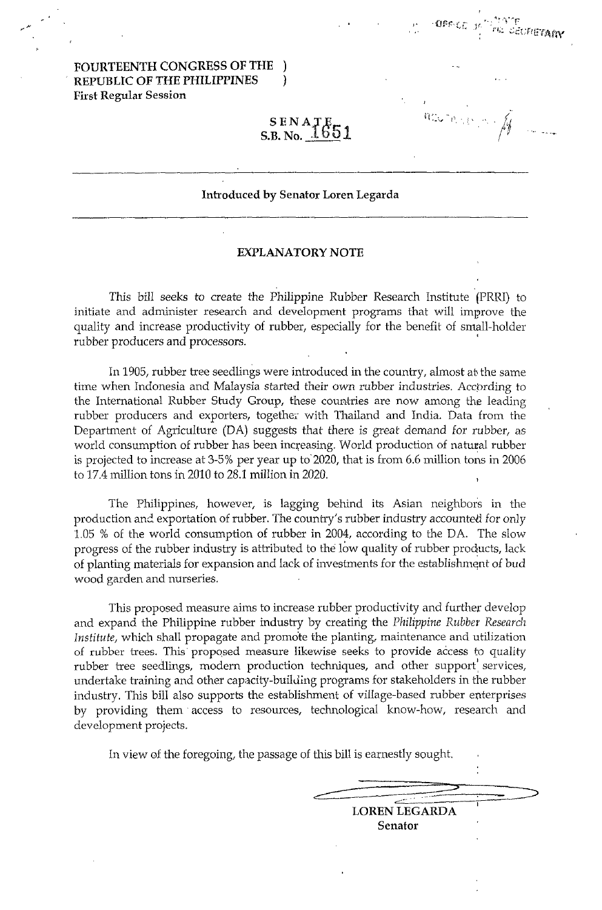FOURTEENTH CONGRESS OF THE )
REPUBLIC OF THE PHILIPPINES )
First Regular Session

SENATE
S.B. No. 1651

---

**Introduced by Senator Loren Legarda**

---

## EXPLANATORY NOTE

This bill seeks to create the Philippine Rubber Research Institute (PRRI) to initiate and administer research and development programs that will improve the quality and increase productivity of rubber, especially for the benefit of small-holder rubber producers and processors.

In 1905, rubber tree seedlings were introduced in the country, almost at the same time when Indonesia and Malaysia started their own rubber industries. According to the International Rubber Study Group, these countries are now among the leading rubber producers and exporters, together with Thailand and India. Data from the Department of Agriculture (DA) suggests that there is great demand for rubber, as world consumption of rubber has been increasing. World production of natural rubber is projected to increase at 3-5% per year up to 2020, that is from 6.6 million tons in 2006 to 17.4 million tons in 2010 to 28.1 million in 2020.

The Philippines, however, is lagging behind its Asian neighbors in the production and exportation of rubber. The country's rubber industry accounted for only 1.05 % of the world consumption of rubber in 2004, according to the DA. The slow progress of the rubber industry is attributed to the low quality of rubber products, lack of planting materials for expansion and lack of investments for the establishment of bud wood garden and nurseries.

This proposed measure aims to increase rubber productivity and further develop and expand the Philippine rubber industry by creating the *Philippine Rubber Research Institute*, which shall propagate and promote the planting, maintenance and utilization of rubber trees. This proposed measure likewise seeks to provide access to quality rubber tree seedlings, modern production techniques, and other support services, undertake training and other capacity-building programs for stakeholders in the rubber industry. This bill also supports the establishment of village-based rubber enterprises by providing them access to resources, technological know-how, research and development projects.

In view of the foregoing, the passage of this bill is earnestly sought.

LOREN LEGARDA
Senator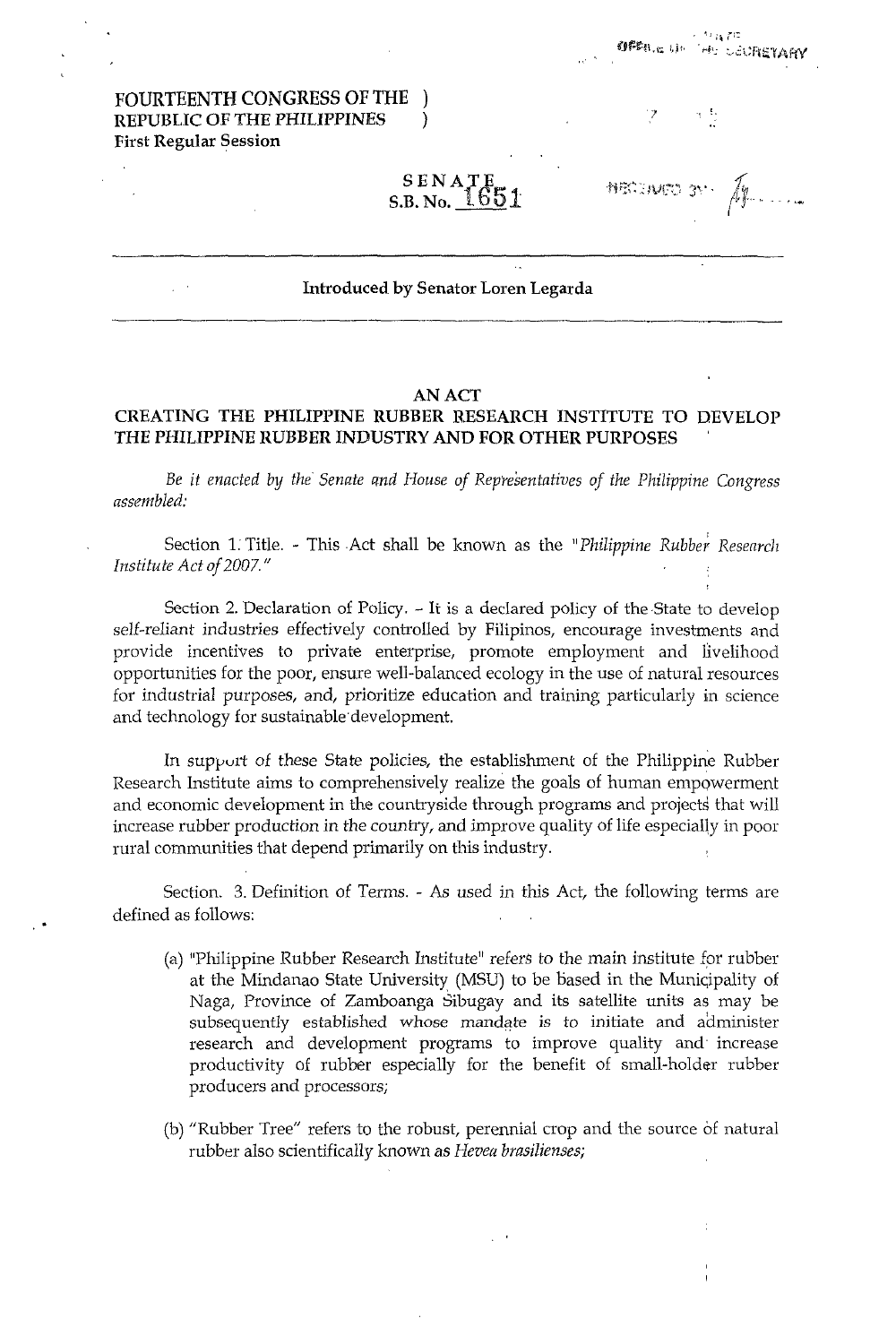FOURTEENTH CONGRESS OF THE )
REPUBLIC OF THE PHILIPPINES )
First Regular Session

SENATE
S.B. No. 1651

Introduced by Senator Loren Legarda

# AN ACT
## CREATING THE PHILIPPINE RUBBER RESEARCH INSTITUTE TO DEVELOP THE PHILIPPINE RUBBER INDUSTRY AND FOR OTHER PURPOSES

*Be it enacted by the Senate and House of Representatives of the Philippine Congress assembled:*

Section 1. Title. - This Act shall be known as the "*Philippine Rubber Research Institute Act of 2007.*"

Section 2. Declaration of Policy. - It is a declared policy of the State to develop self-reliant industries effectively controlled by Filipinos, encourage investments and provide incentives to private enterprise, promote employment and livelihood opportunities for the poor, ensure well-balanced ecology in the use of natural resources for industrial purposes, and, prioritize education and training particularly in science and technology for sustainable development.

In support of these State policies, the establishment of the Philippine Rubber Research Institute aims to comprehensively realize the goals of human empowerment and economic development in the countryside through programs and projects that will increase rubber production in the country, and improve quality of life especially in poor rural communities that depend primarily on this industry.

Section. 3. Definition of Terms. - As used in this Act, the following terms are defined as follows:

(a) "Philippine Rubber Research Institute" refers to the main institute for rubber at the Mindanao State University (MSU) to be based in the Municipality of Naga, Province of Zamboanga Sibugay and its satellite units as may be subsequently established whose mandate is to initiate and administer research and development programs to improve quality and increase productivity of rubber especially for the benefit of small-holder rubber producers and processors;

(b) "Rubber Tree" refers to the robust, perennial crop and the source of natural rubber also scientifically known as *Hevea brasilienses;*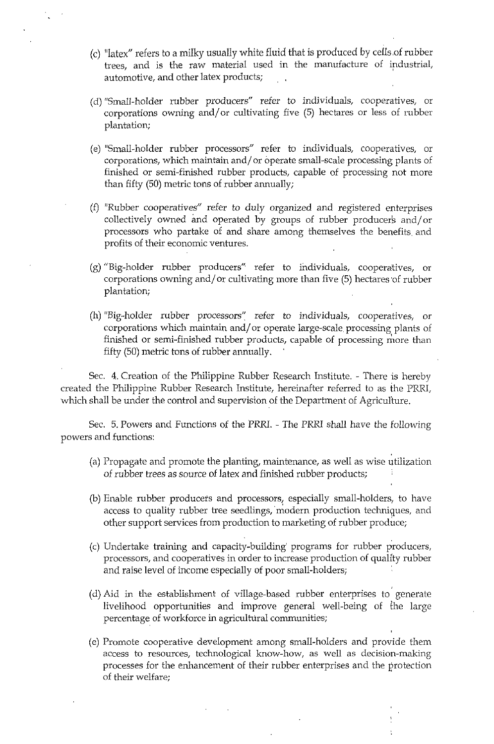(c) "latex" refers to a milky usually white fluid that is produced by cells of rubber trees, and is the raw material used in the manufacture of industrial, automotive, and other latex products;

(d) "Small-holder rubber producers" refer to individuals, cooperatives, or corporations owning and/or cultivating five (5) hectares or less of rubber plantation;

(e) "Small-holder rubber processors" refer to individuals, cooperatives, or corporations, which maintain and/or operate small-scale processing plants of finished or semi-finished rubber products, capable of processing not more than fifty (50) metric tons of rubber annually;

(f) "Rubber cooperatives" refer to duly organized and registered enterprises collectively owned and operated by groups of rubber producers and/or processors who partake of and share among themselves the benefits and profits of their economic ventures.

(g) "Big-holder rubber producers" refer to individuals, cooperatives, or corporations owning and/or cultivating more than five (5) hectares of rubber plantation;

(h) "Big-holder rubber processors" refer to individuals, cooperatives, or corporations which maintain and/or operate large-scale processing plants of finished or semi-finished rubber products, capable of processing more than fifty (50) metric tons of rubber annually.

Sec. 4. Creation of the Philippine Rubber Research Institute. - There is hereby created the Philippine Rubber Research Institute, hereinafter referred to as the PRRI, which shall be under the control and supervision of the Department of Agriculture.

Sec. 5. Powers and Functions of the PRRI. - The PRRI shall have the following powers and functions:

(a) Propagate and promote the planting, maintenance, as well as wise utilization of rubber trees as source of latex and finished rubber products;

(b) Enable rubber producers and processors, especially small-holders, to have access to quality rubber tree seedlings, modern production techniques, and other support services from production to marketing of rubber produce;

(c) Undertake training and capacity-building programs for rubber producers, processors, and cooperatives in order to increase production of quality rubber and raise level of income especially of poor small-holders;

(d) Aid in the establishment of village-based rubber enterprises to generate livelihood opportunities and improve general well-being of the large percentage of workforce in agricultural communities;

(e) Promote cooperative development among small-holders and provide them access to resources, technological know-how, as well as decision-making processes for the enhancement of their rubber enterprises and the protection of their welfare;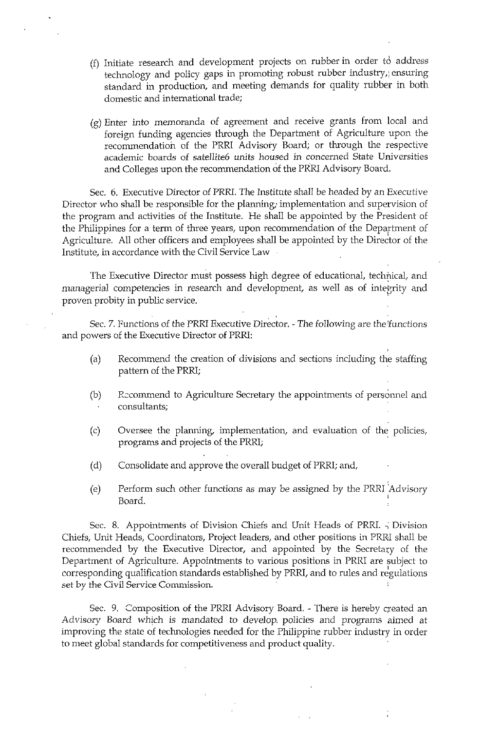(f) Initiate research and development projects on rubber in order to address technology and policy gaps in promoting robust rubber industry, ensuring standard in production, and meeting demands for quality rubber in both domestic and international trade;

(g) Enter into memoranda of agreement and receive grants from local and foreign funding agencies through the Department of Agriculture upon the recommendation of the PRRI Advisory Board; or through the respective academic boards of satellite6 units housed in concerned State Universities and Colleges upon the recommendation of the PRRI Advisory Board.

Sec. 6. Executive Director of PRRI. The Institute shall be headed by an Executive Director who shall be responsible for the planning, implementation and supervision of the program and activities of the Institute. He shall be appointed by the President of the Philippines for a term of three years, upon recommendation of the Department of Agriculture. All other officers and employees shall be appointed by the Director of the Institute, in accordance with the Civil Service Law

The Executive Director must possess high degree of educational, technical, and managerial competencies in research and development, as well as of integrity and proven probity in public service.

Sec. 7. Functions of the PRRI Executive Director. - The following are the functions and powers of the Executive Director of PRRI:

(a) Recommend the creation of divisions and sections including the staffing pattern of the PRRI;

(b) Recommend to Agriculture Secretary the appointments of personnel and consultants;

(c) Oversee the planning, implementation, and evaluation of the policies, programs and projects of the PRRI;

(d) Consolidate and approve the overall budget of PRRI; and,

(e) Perform such other functions as may be assigned by the PRRI Advisory Board.

Sec. 8. Appointments of Division Chiefs and Unit Heads of PRRI. - Division Chiefs, Unit Heads, Coordinators, Project leaders, and other positions in PRRI shall be recommended by the Executive Director, and appointed by the Secretary of the Department of Agriculture. Appointments to various positions in PRRI are subject to corresponding qualification standards established by PRRI, and to rules and regulations set by the Civil Service Commission.

Sec. 9. Composition of the PRRI Advisory Board. - There is hereby created an Advisory Board which is mandated to develop policies and programs aimed at improving the state of technologies needed for the Philippine rubber industry in order to meet global standards for competitiveness and product quality.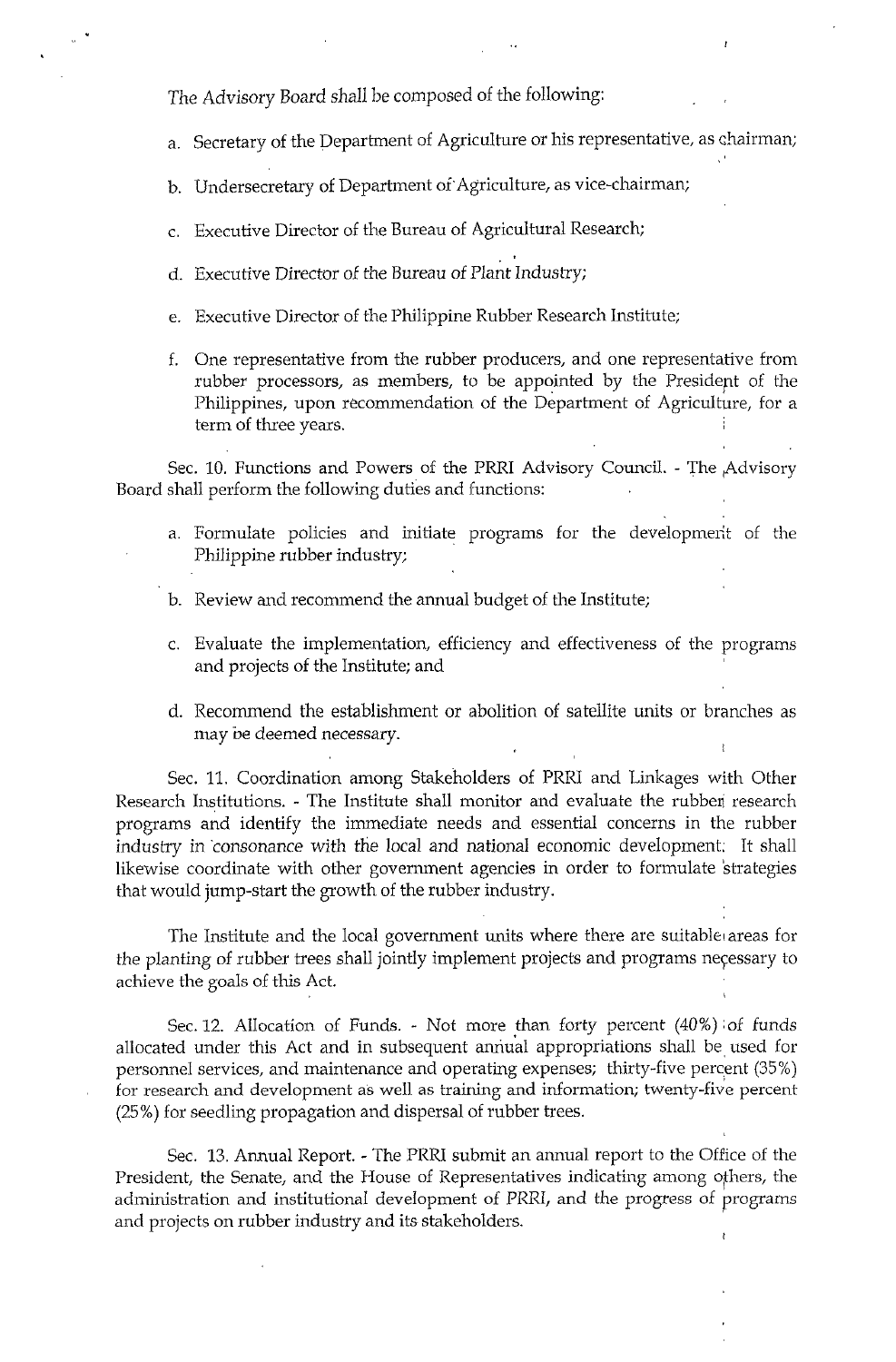The Advisory Board shall be composed of the following:

a. Secretary of the Department of Agriculture or his representative, as chairman;

b. Undersecretary of Department of Agriculture, as vice-chairman;

c. Executive Director of the Bureau of Agricultural Research;

d. Executive Director of the Bureau of Plant Industry;

e. Executive Director of the Philippine Rubber Research Institute;

f. One representative from the rubber producers, and one representative from rubber processors, as members, to be appointed by the President of the Philippines, upon recommendation of the Department of Agriculture, for a term of three years.

Sec. 10. Functions and Powers of the PRRI Advisory Council. - The Advisory Board shall perform the following duties and functions:

a. Formulate policies and initiate programs for the development of the Philippine rubber industry;

b. Review and recommend the annual budget of the Institute;

c. Evaluate the implementation, efficiency and effectiveness of the programs and projects of the Institute; and

d. Recommend the establishment or abolition of satellite units or branches as may be deemed necessary.

Sec. 11. Coordination among Stakeholders of PRRI and Linkages with Other Research Institutions. - The Institute shall monitor and evaluate the rubber research programs and identify the immediate needs and essential concerns in the rubber industry in consonance with the local and national economic development. It shall likewise coordinate with other government agencies in order to formulate strategies that would jump-start the growth of the rubber industry.

The Institute and the local government units where there are suitable areas for the planting of rubber trees shall jointly implement projects and programs necessary to achieve the goals of this Act.

Sec. 12. Allocation of Funds. - Not more than forty percent (40%) of funds allocated under this Act and in subsequent annual appropriations shall be used for personnel services, and maintenance and operating expenses; thirty-five percent (35%) for research and development as well as training and information; twenty-five percent (25%) for seedling propagation and dispersal of rubber trees.

Sec. 13. Annual Report. - The PRRI submit an annual report to the Office of the President, the Senate, and the House of Representatives indicating among others, the administration and institutional development of PRRI, and the progress of programs and projects on rubber industry and its stakeholders.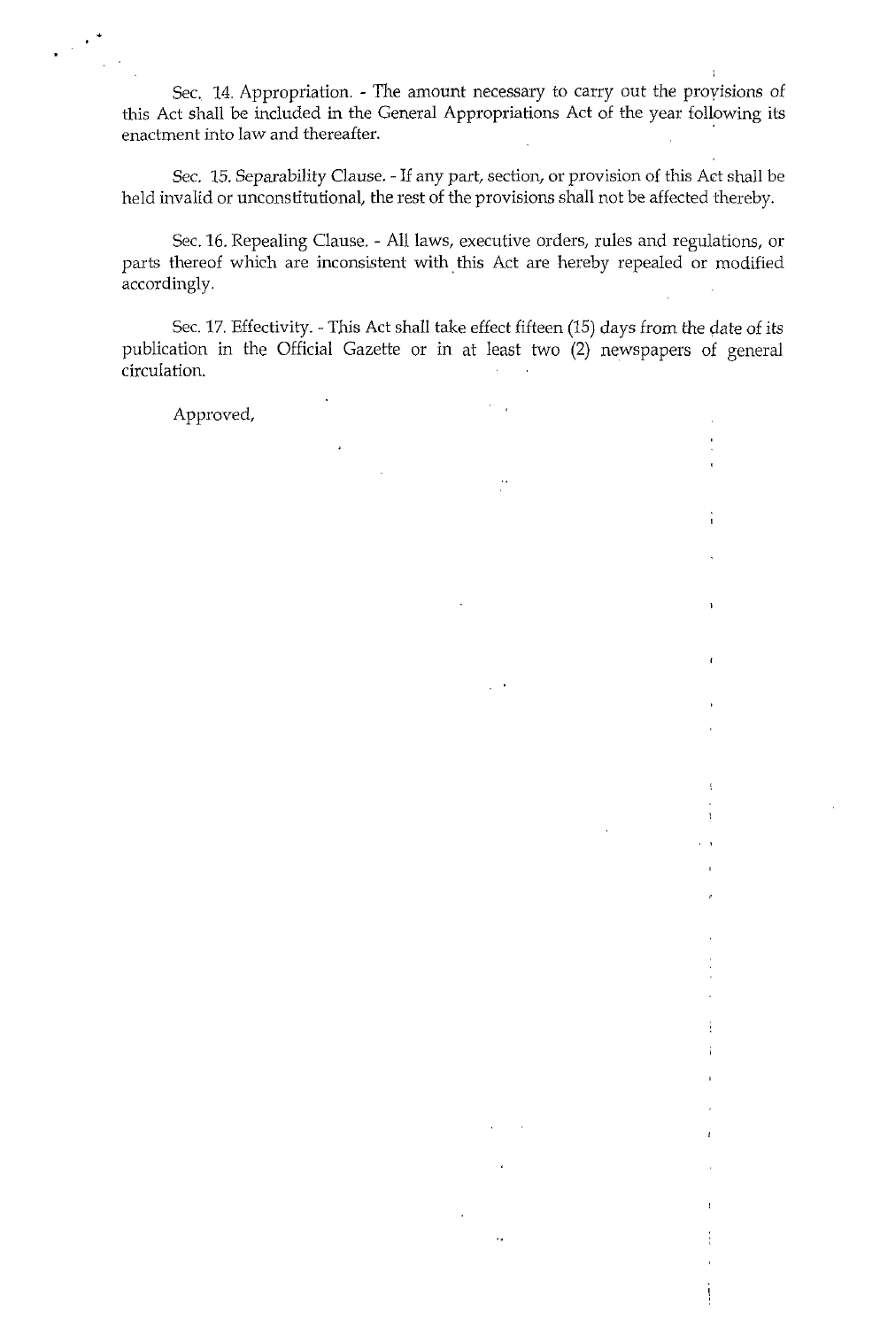Sec. 14. Appropriation. - The amount necessary to carry out the provisions of this Act shall be included in the General Appropriations Act of the year following its enactment into law and thereafter.

Sec. 15. Separability Clause. - If any part, section, or provision of this Act shall be held invalid or unconstitutional, the rest of the provisions shall not be affected thereby.

Sec. 16. Repealing Clause. - All laws, executive orders, rules and regulations, or parts thereof which are inconsistent with this Act are hereby repealed or modified accordingly.

Sec. 17. Effectivity. - This Act shall take effect fifteen (15) days from the date of its publication in the Official Gazette or in at least two (2) newspapers of general circulation.

Approved,